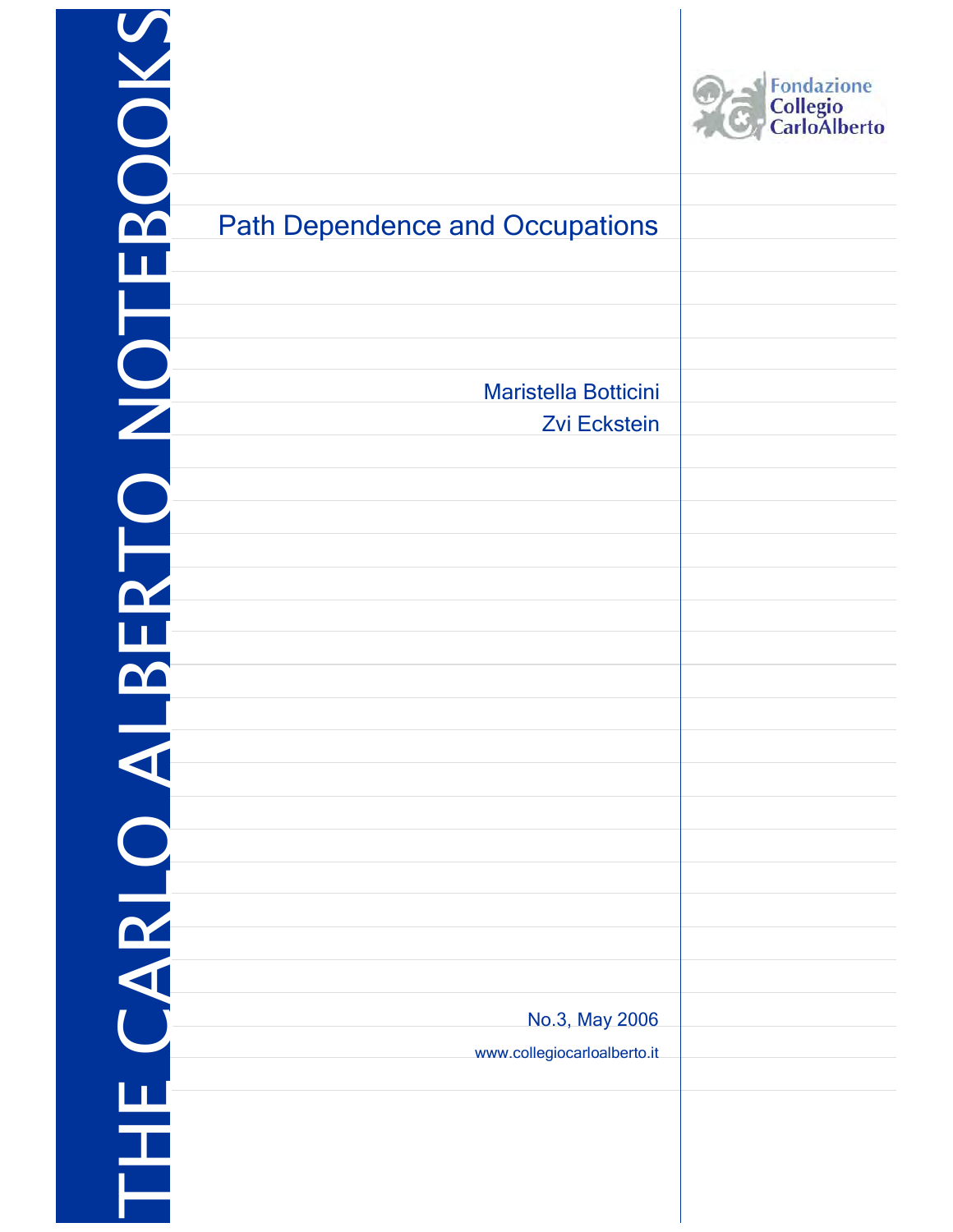THE CARLO ALBERTO NOTEBOOKS

Fondazione Collegio CarloAlberto

# Path Dependence and Occupations

Maristella Botticini

Zvi Eckstein

No.3, May 2006

www.collegiocarloalberto.it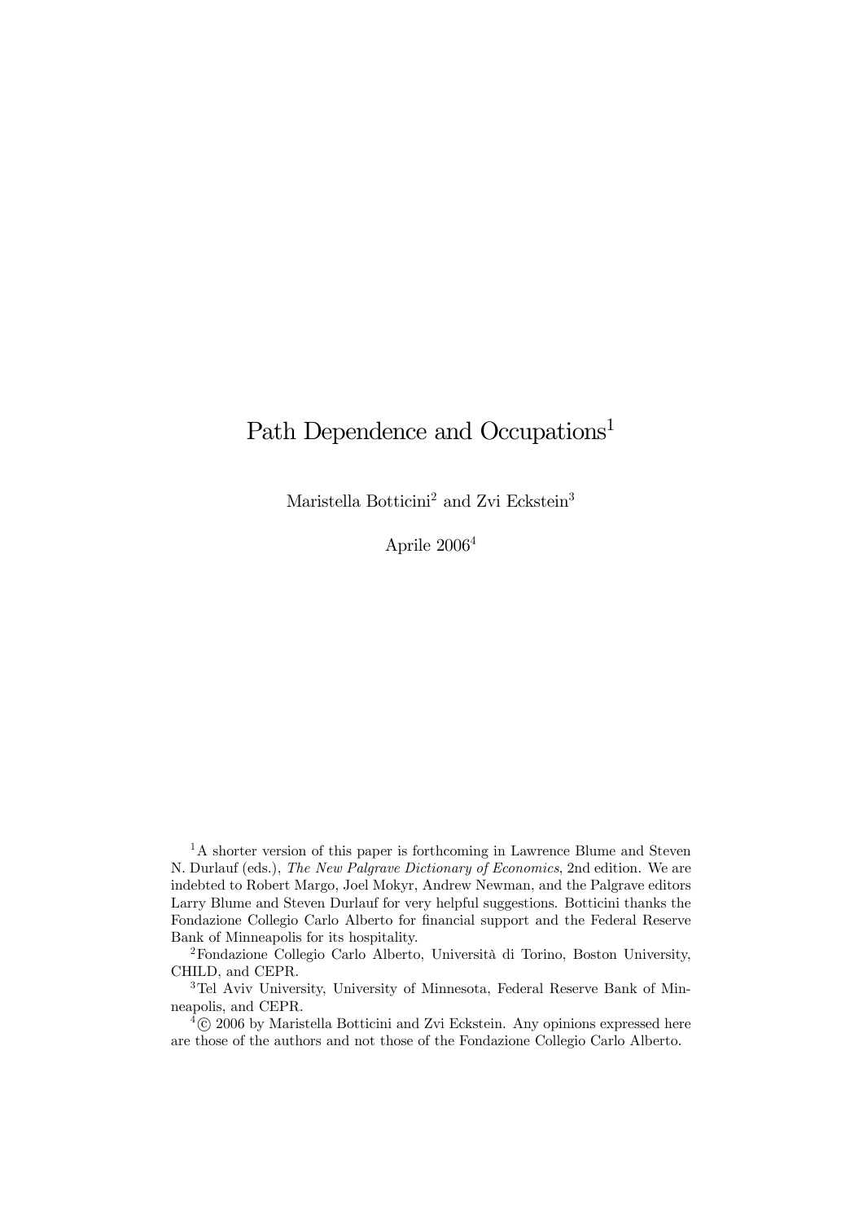# Path Dependence and Occupations[1]

Maristella Botticini[2] and Zvi Eckstein[3]

Aprile 2006[4]

[1] A shorter version of this paper is forthcoming in Lawrence Blume and Steven N. Durlauf (eds.), *The New Palgrave Dictionary of Economics*, 2nd edition. We are indebted to Robert Margo, Joel Mokyr, Andrew Newman, and the Palgrave editors Larry Blume and Steven Durlauf for very helpful suggestions. Botticini thanks the Fondazione Collegio Carlo Alberto for financial support and the Federal Reserve Bank of Minneapolis for its hospitality.

[2] Fondazione Collegio Carlo Alberto, Università di Torino, Boston University, CHILD, and CEPR.

[3] Tel Aviv University, University of Minnesota, Federal Reserve Bank of Minneapolis, and CEPR.

[4] © 2006 by Maristella Botticini and Zvi Eckstein. Any opinions expressed here are those of the authors and not those of the Fondazione Collegio Carlo Alberto.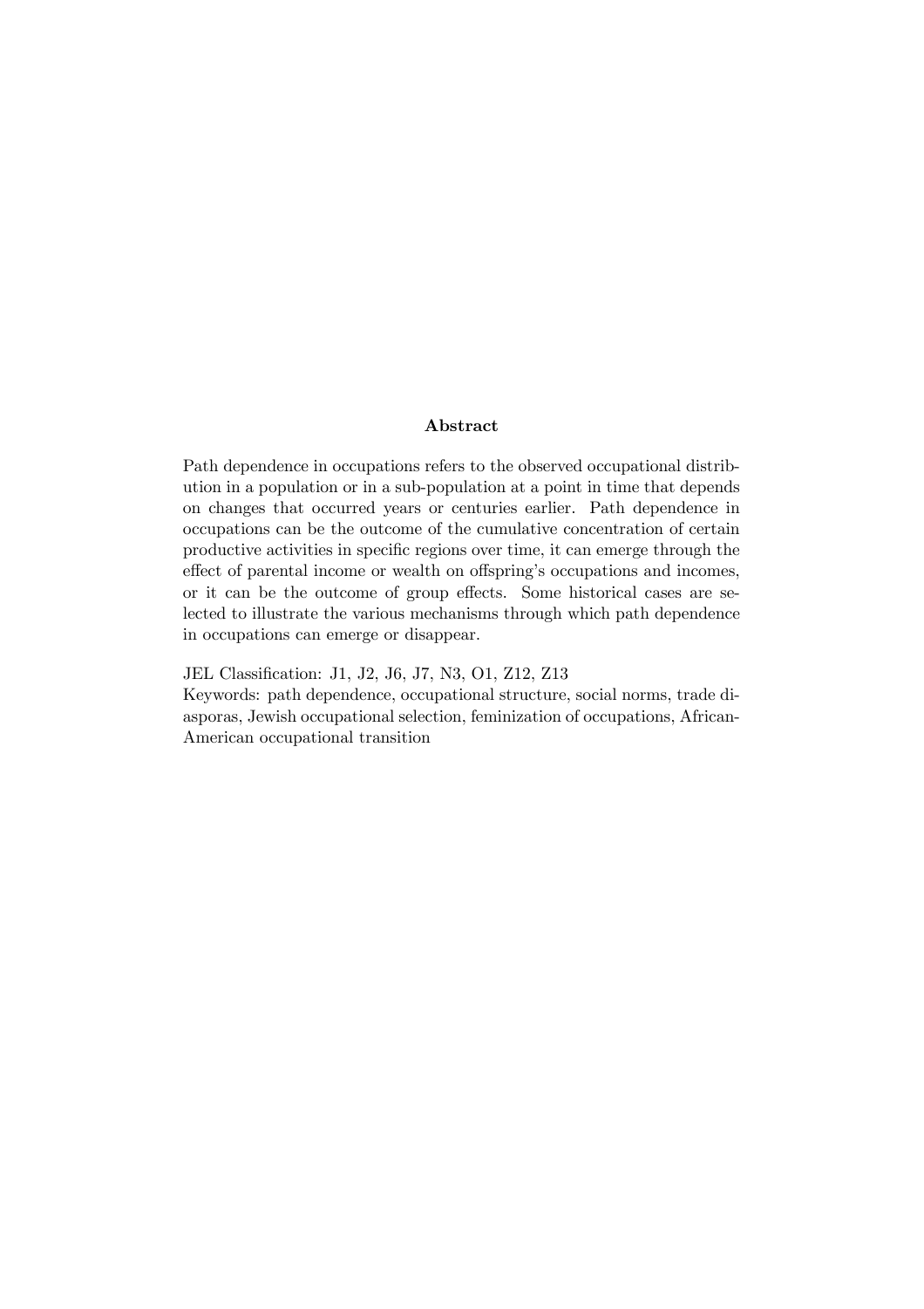## Abstract

Path dependence in occupations refers to the observed occupational distribution in a population or in a sub-population at a point in time that depends on changes that occurred years or centuries earlier. Path dependence in occupations can be the outcome of the cumulative concentration of certain productive activities in specific regions over time, it can emerge through the effect of parental income or wealth on offspring's occupations and incomes, or it can be the outcome of group effects. Some historical cases are selected to illustrate the various mechanisms through which path dependence in occupations can emerge or disappear.

JEL Classification: J1, J2, J6, J7, N3, O1, Z12, Z13

Keywords: path dependence, occupational structure, social norms, trade diasporas, Jewish occupational selection, feminization of occupations, African-American occupational transition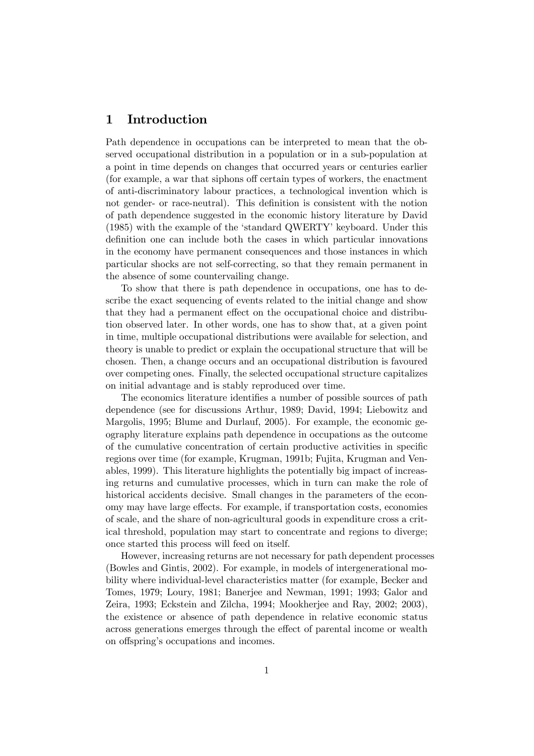## 1 Introduction

Path dependence in occupations can be interpreted to mean that the observed occupational distribution in a population or in a sub-population at a point in time depends on changes that occurred years or centuries earlier (for example, a war that siphons off certain types of workers, the enactment of anti-discriminatory labour practices, a technological invention which is not gender- or race-neutral). This definition is consistent with the notion of path dependence suggested in the economic history literature by David (1985) with the example of the 'standard QWERTY' keyboard. Under this definition one can include both the cases in which particular innovations in the economy have permanent consequences and those instances in which particular shocks are not self-correcting, so that they remain permanent in the absence of some countervailing change.

To show that there is path dependence in occupations, one has to describe the exact sequencing of events related to the initial change and show that they had a permanent effect on the occupational choice and distribution observed later. In other words, one has to show that, at a given point in time, multiple occupational distributions were available for selection, and theory is unable to predict or explain the occupational structure that will be chosen. Then, a change occurs and an occupational distribution is favoured over competing ones. Finally, the selected occupational structure capitalizes on initial advantage and is stably reproduced over time.

The economics literature identifies a number of possible sources of path dependence (see for discussions Arthur, 1989; David, 1994; Liebowitz and Margolis, 1995; Blume and Durlauf, 2005). For example, the economic geography literature explains path dependence in occupations as the outcome of the cumulative concentration of certain productive activities in specific regions over time (for example, Krugman, 1991b; Fujita, Krugman and Venables, 1999). This literature highlights the potentially big impact of increasing returns and cumulative processes, which in turn can make the role of historical accidents decisive. Small changes in the parameters of the economy may have large effects. For example, if transportation costs, economies of scale, and the share of non-agricultural goods in expenditure cross a critical threshold, population may start to concentrate and regions to diverge; once started this process will feed on itself.

However, increasing returns are not necessary for path dependent processes (Bowles and Gintis, 2002). For example, in models of intergenerational mobility where individual-level characteristics matter (for example, Becker and Tomes, 1979; Loury, 1981; Banerjee and Newman, 1991; 1993; Galor and Zeira, 1993; Eckstein and Zilcha, 1994; Mookherjee and Ray, 2002; 2003), the existence or absence of path dependence in relative economic status across generations emerges through the effect of parental income or wealth on offspring's occupations and incomes.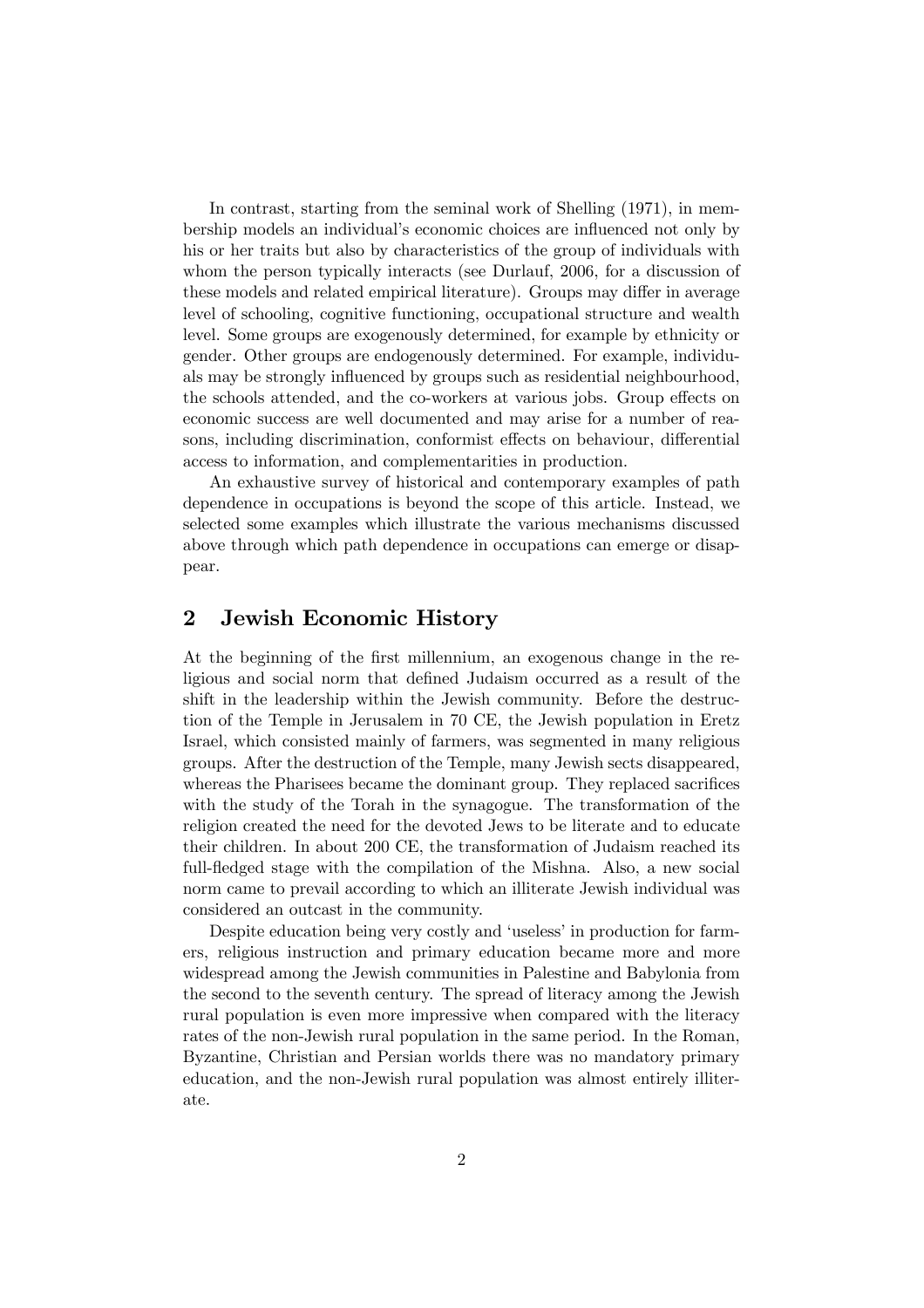In contrast, starting from the seminal work of Shelling (1971), in membership models an individual's economic choices are influenced not only by his or her traits but also by characteristics of the group of individuals with whom the person typically interacts (see Durlauf, 2006, for a discussion of these models and related empirical literature). Groups may differ in average level of schooling, cognitive functioning, occupational structure and wealth level. Some groups are exogenously determined, for example by ethnicity or gender. Other groups are endogenously determined. For example, individuals may be strongly influenced by groups such as residential neighbourhood, the schools attended, and the co-workers at various jobs. Group effects on economic success are well documented and may arise for a number of reasons, including discrimination, conformist effects on behaviour, differential access to information, and complementarities in production.

An exhaustive survey of historical and contemporary examples of path dependence in occupations is beyond the scope of this article. Instead, we selected some examples which illustrate the various mechanisms discussed above through which path dependence in occupations can emerge or disappear.

## 2 Jewish Economic History

At the beginning of the first millennium, an exogenous change in the religious and social norm that defined Judaism occurred as a result of the shift in the leadership within the Jewish community. Before the destruction of the Temple in Jerusalem in 70 CE, the Jewish population in Eretz Israel, which consisted mainly of farmers, was segmented in many religious groups. After the destruction of the Temple, many Jewish sects disappeared, whereas the Pharisees became the dominant group. They replaced sacrifices with the study of the Torah in the synagogue. The transformation of the religion created the need for the devoted Jews to be literate and to educate their children. In about 200 CE, the transformation of Judaism reached its full-fledged stage with the compilation of the Mishna. Also, a new social norm came to prevail according to which an illiterate Jewish individual was considered an outcast in the community.

Despite education being very costly and 'useless' in production for farmers, religious instruction and primary education became more and more widespread among the Jewish communities in Palestine and Babylonia from the second to the seventh century. The spread of literacy among the Jewish rural population is even more impressive when compared with the literacy rates of the non-Jewish rural population in the same period. In the Roman, Byzantine, Christian and Persian worlds there was no mandatory primary education, and the non-Jewish rural population was almost entirely illiterate.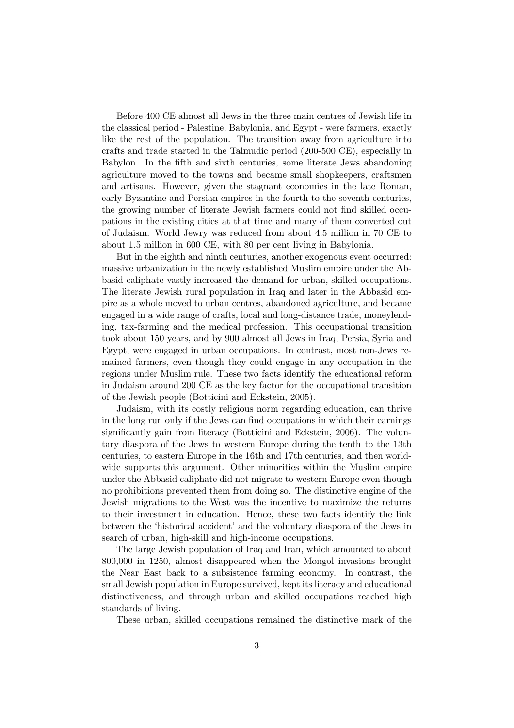Before 400 CE almost all Jews in the three main centres of Jewish life in the classical period - Palestine, Babylonia, and Egypt - were farmers, exactly like the rest of the population. The transition away from agriculture into crafts and trade started in the Talmudic period (200-500 CE), especially in Babylon. In the fifth and sixth centuries, some literate Jews abandoning agriculture moved to the towns and became small shopkeepers, craftsmen and artisans. However, given the stagnant economies in the late Roman, early Byzantine and Persian empires in the fourth to the seventh centuries, the growing number of literate Jewish farmers could not find skilled occupations in the existing cities at that time and many of them converted out of Judaism. World Jewry was reduced from about 4.5 million in 70 CE to about 1.5 million in 600 CE, with 80 per cent living in Babylonia.

But in the eighth and ninth centuries, another exogenous event occurred: massive urbanization in the newly established Muslim empire under the Abbasid caliphate vastly increased the demand for urban, skilled occupations. The literate Jewish rural population in Iraq and later in the Abbasid empire as a whole moved to urban centres, abandoned agriculture, and became engaged in a wide range of crafts, local and long-distance trade, moneylending, tax-farming and the medical profession. This occupational transition took about 150 years, and by 900 almost all Jews in Iraq, Persia, Syria and Egypt, were engaged in urban occupations. In contrast, most non-Jews remained farmers, even though they could engage in any occupation in the regions under Muslim rule. These two facts identify the educational reform in Judaism around 200 CE as the key factor for the occupational transition of the Jewish people (Botticini and Eckstein, 2005).

Judaism, with its costly religious norm regarding education, can thrive in the long run only if the Jews can find occupations in which their earnings significantly gain from literacy (Botticini and Eckstein, 2006). The voluntary diaspora of the Jews to western Europe during the tenth to the 13th centuries, to eastern Europe in the 16th and 17th centuries, and then worldwide supports this argument. Other minorities within the Muslim empire under the Abbasid caliphate did not migrate to western Europe even though no prohibitions prevented them from doing so. The distinctive engine of the Jewish migrations to the West was the incentive to maximize the returns to their investment in education. Hence, these two facts identify the link between the 'historical accident' and the voluntary diaspora of the Jews in search of urban, high-skill and high-income occupations.

The large Jewish population of Iraq and Iran, which amounted to about 800,000 in 1250, almost disappeared when the Mongol invasions brought the Near East back to a subsistence farming economy. In contrast, the small Jewish population in Europe survived, kept its literacy and educational distinctiveness, and through urban and skilled occupations reached high standards of living.

These urban, skilled occupations remained the distinctive mark of the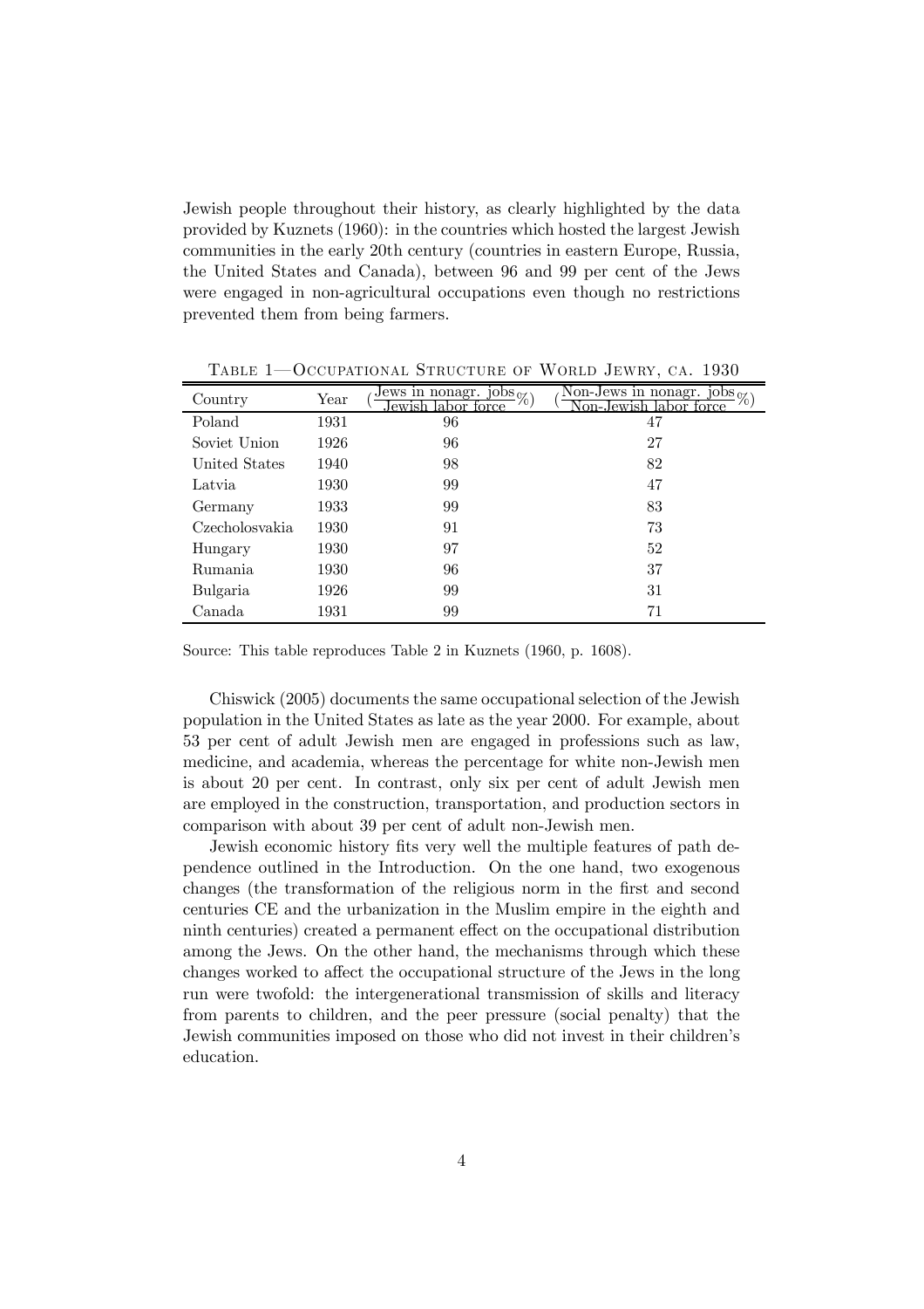Jewish people throughout their history, as clearly highlighted by the data provided by Kuznets (1960): in the countries which hosted the largest Jewish communities in the early 20th century (countries in eastern Europe, Russia, the United States and Canada), between 96 and 99 per cent of the Jews were engaged in non-agricultural occupations even though no restrictions prevented them from being farmers.

TABLE 1—OCCUPATIONAL STRUCTURE OF WORLD JEWRY, CA. 1930

| Country | Year | ($\frac{\text{Jews in nonagr. jobs}}{\text{Jewish labor force}}$%) | ($\frac{\text{Non-Jews in nonagr. jobs}}{\text{Non-Jewish labor force}}$%) |
|---|---|---|---|
| Poland | 1931 | 96 | 47 |
| Soviet Union | 1926 | 96 | 27 |
| United States | 1940 | 98 | 82 |
| Latvia | 1930 | 99 | 47 |
| Germany | 1933 | 99 | 83 |
| Czecholosvakia | 1930 | 91 | 73 |
| Hungary | 1930 | 97 | 52 |
| Rumania | 1930 | 96 | 37 |
| Bulgaria | 1926 | 99 | 31 |
| Canada | 1931 | 99 | 71 |

Source: This table reproduces Table 2 in Kuznets (1960, p. 1608).

Chiswick (2005) documents the same occupational selection of the Jewish population in the United States as late as the year 2000. For example, about 53 per cent of adult Jewish men are engaged in professions such as law, medicine, and academia, whereas the percentage for white non-Jewish men is about 20 per cent. In contrast, only six per cent of adult Jewish men are employed in the construction, transportation, and production sectors in comparison with about 39 per cent of adult non-Jewish men.

Jewish economic history fits very well the multiple features of path dependence outlined in the Introduction. On the one hand, two exogenous changes (the transformation of the religious norm in the first and second centuries CE and the urbanization in the Muslim empire in the eighth and ninth centuries) created a permanent effect on the occupational distribution among the Jews. On the other hand, the mechanisms through which these changes worked to affect the occupational structure of the Jews in the long run were twofold: the intergenerational transmission of skills and literacy from parents to children, and the peer pressure (social penalty) that the Jewish communities imposed on those who did not invest in their children's education.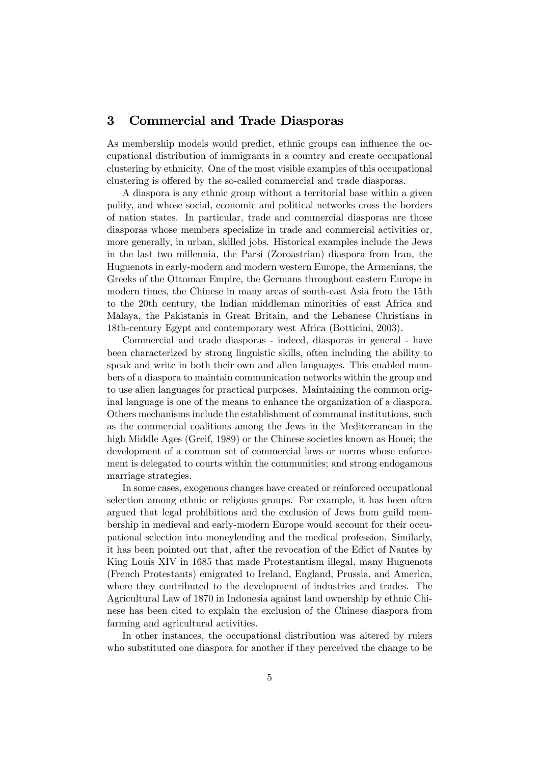## 3 Commercial and Trade Diasporas

As membership models would predict, ethnic groups can influence the occupational distribution of immigrants in a country and create occupational clustering by ethnicity. One of the most visible examples of this occupational clustering is offered by the so-called commercial and trade diasporas.

A diaspora is any ethnic group without a territorial base within a given polity, and whose social, economic and political networks cross the borders of nation states. In particular, trade and commercial diasporas are those diasporas whose members specialize in trade and commercial activities or, more generally, in urban, skilled jobs. Historical examples include the Jews in the last two millennia, the Parsi (Zoroastrian) diaspora from Iran, the Huguenots in early-modern and modern western Europe, the Armenians, the Greeks of the Ottoman Empire, the Germans throughout eastern Europe in modern times, the Chinese in many areas of south-east Asia from the 15th to the 20th century, the Indian middleman minorities of east Africa and Malaya, the Pakistanis in Great Britain, and the Lebanese Christians in 18th-century Egypt and contemporary west Africa (Botticini, 2003).

Commercial and trade diasporas - indeed, diasporas in general - have been characterized by strong linguistic skills, often including the ability to speak and write in both their own and alien languages. This enabled members of a diaspora to maintain communication networks within the group and to use alien languages for practical purposes. Maintaining the common original language is one of the means to enhance the organization of a diaspora. Others mechanisms include the establishment of communal institutions, such as the commercial coalitions among the Jews in the Mediterranean in the high Middle Ages (Greif, 1989) or the Chinese societies known as Houei; the development of a common set of commercial laws or norms whose enforcement is delegated to courts within the communities; and strong endogamous marriage strategies.

In some cases, exogenous changes have created or reinforced occupational selection among ethnic or religious groups. For example, it has been often argued that legal prohibitions and the exclusion of Jews from guild membership in medieval and early-modern Europe would account for their occupational selection into moneylending and the medical profession. Similarly, it has been pointed out that, after the revocation of the Edict of Nantes by King Louis XIV in 1685 that made Protestantism illegal, many Huguenots (French Protestants) emigrated to Ireland, England, Prussia, and America, where they contributed to the development of industries and trades. The Agricultural Law of 1870 in Indonesia against land ownership by ethnic Chinese has been cited to explain the exclusion of the Chinese diaspora from farming and agricultural activities.

In other instances, the occupational distribution was altered by rulers who substituted one diaspora for another if they perceived the change to be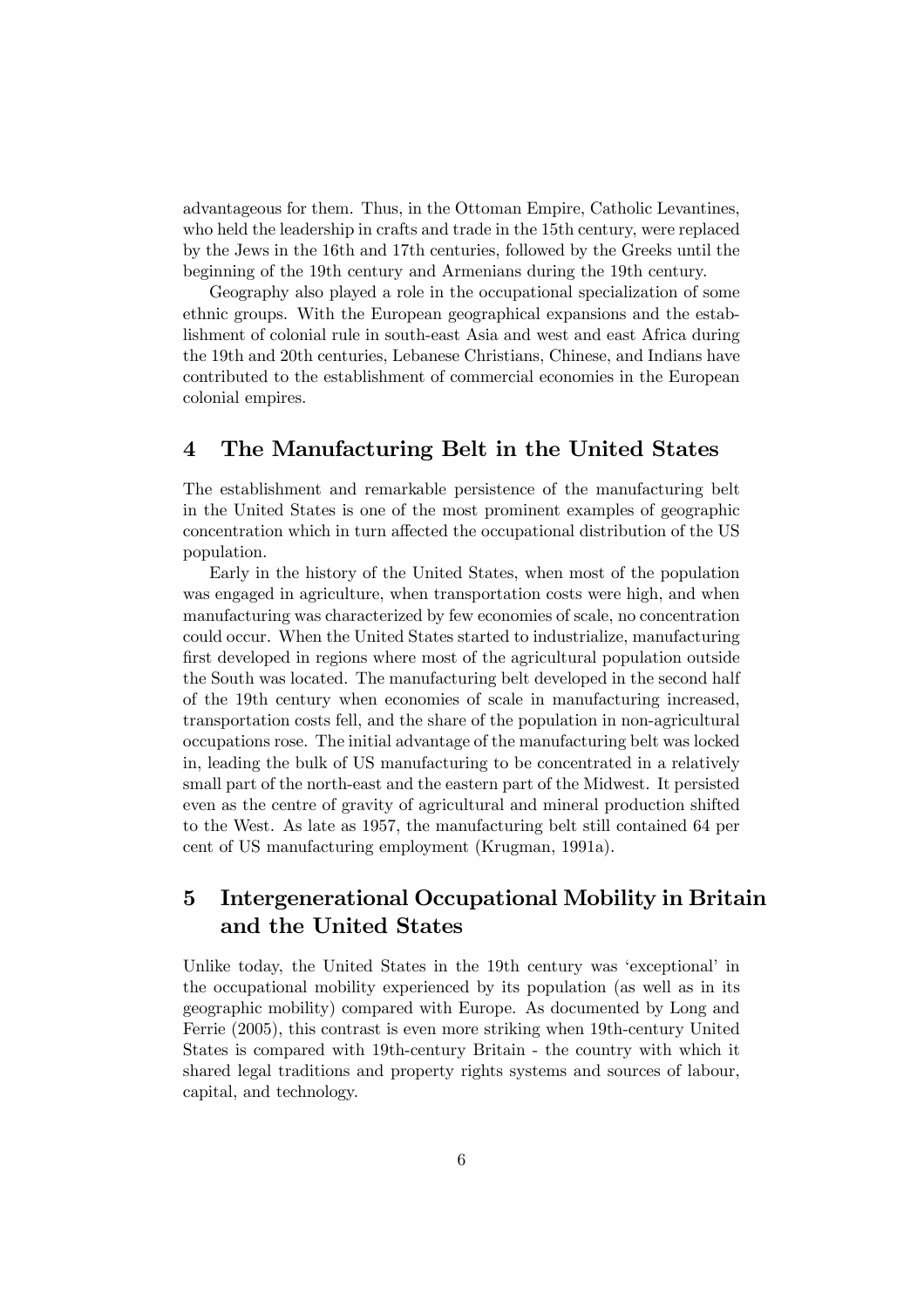advantageous for them. Thus, in the Ottoman Empire, Catholic Levantines, who held the leadership in crafts and trade in the 15th century, were replaced by the Jews in the 16th and 17th centuries, followed by the Greeks until the beginning of the 19th century and Armenians during the 19th century.

Geography also played a role in the occupational specialization of some ethnic groups. With the European geographical expansions and the establishment of colonial rule in south-east Asia and west and east Africa during the 19th and 20th centuries, Lebanese Christians, Chinese, and Indians have contributed to the establishment of commercial economies in the European colonial empires.

## 4 The Manufacturing Belt in the United States

The establishment and remarkable persistence of the manufacturing belt in the United States is one of the most prominent examples of geographic concentration which in turn affected the occupational distribution of the US population.

Early in the history of the United States, when most of the population was engaged in agriculture, when transportation costs were high, and when manufacturing was characterized by few economies of scale, no concentration could occur. When the United States started to industrialize, manufacturing first developed in regions where most of the agricultural population outside the South was located. The manufacturing belt developed in the second half of the 19th century when economies of scale in manufacturing increased, transportation costs fell, and the share of the population in non-agricultural occupations rose. The initial advantage of the manufacturing belt was locked in, leading the bulk of US manufacturing to be concentrated in a relatively small part of the north-east and the eastern part of the Midwest. It persisted even as the centre of gravity of agricultural and mineral production shifted to the West. As late as 1957, the manufacturing belt still contained 64 per cent of US manufacturing employment (Krugman, 1991a).

## 5 Intergenerational Occupational Mobility in Britain and the United States

Unlike today, the United States in the 19th century was 'exceptional' in the occupational mobility experienced by its population (as well as in its geographic mobility) compared with Europe. As documented by Long and Ferrie (2005), this contrast is even more striking when 19th-century United States is compared with 19th-century Britain - the country with which it shared legal traditions and property rights systems and sources of labour, capital, and technology.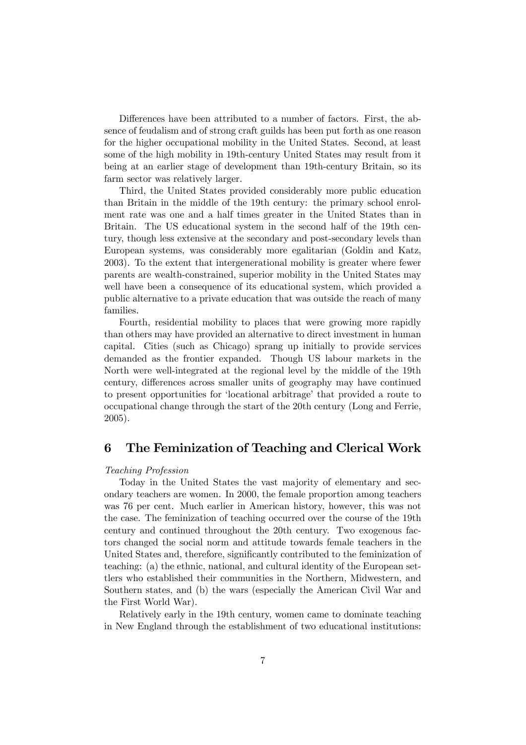Differences have been attributed to a number of factors. First, the absence of feudalism and of strong craft guilds has been put forth as one reason for the higher occupational mobility in the United States. Second, at least some of the high mobility in 19th-century United States may result from it being at an earlier stage of development than 19th-century Britain, so its farm sector was relatively larger.

Third, the United States provided considerably more public education than Britain in the middle of the 19th century: the primary school enrolment rate was one and a half times greater in the United States than in Britain. The US educational system in the second half of the 19th century, though less extensive at the secondary and post-secondary levels than European systems, was considerably more egalitarian (Goldin and Katz, 2003). To the extent that intergenerational mobility is greater where fewer parents are wealth-constrained, superior mobility in the United States may well have been a consequence of its educational system, which provided a public alternative to a private education that was outside the reach of many families.

Fourth, residential mobility to places that were growing more rapidly than others may have provided an alternative to direct investment in human capital. Cities (such as Chicago) sprang up initially to provide services demanded as the frontier expanded. Though US labour markets in the North were well-integrated at the regional level by the middle of the 19th century, differences across smaller units of geography may have continued to present opportunities for 'locational arbitrage' that provided a route to occupational change through the start of the 20th century (Long and Ferrie, 2005).

# 6 The Feminization of Teaching and Clerical Work

*Teaching Profession*

Today in the United States the vast majority of elementary and secondary teachers are women. In 2000, the female proportion among teachers was 76 per cent. Much earlier in American history, however, this was not the case. The feminization of teaching occurred over the course of the 19th century and continued throughout the 20th century. Two exogenous factors changed the social norm and attitude towards female teachers in the United States and, therefore, significantly contributed to the feminization of teaching: (a) the ethnic, national, and cultural identity of the European settlers who established their communities in the Northern, Midwestern, and Southern states, and (b) the wars (especially the American Civil War and the First World War).

Relatively early in the 19th century, women came to dominate teaching in New England through the establishment of two educational institutions: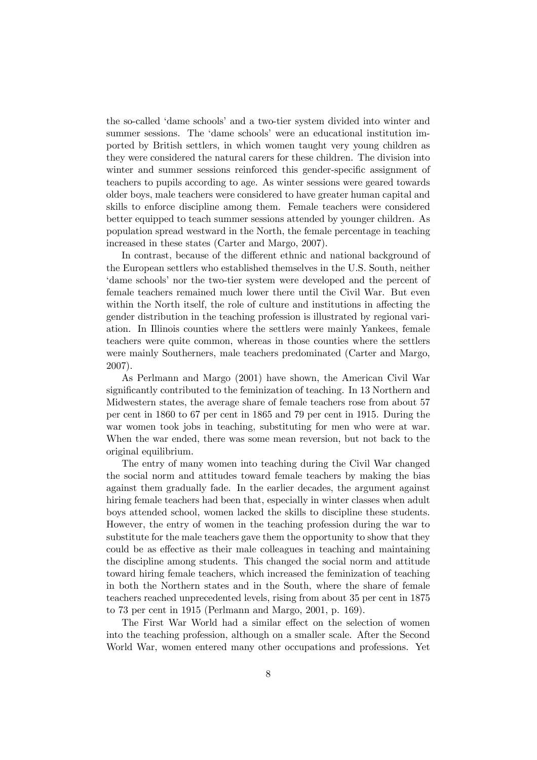the so-called 'dame schools' and a two-tier system divided into winter and summer sessions. The 'dame schools' were an educational institution imported by British settlers, in which women taught very young children as they were considered the natural carers for these children. The division into winter and summer sessions reinforced this gender-specific assignment of teachers to pupils according to age. As winter sessions were geared towards older boys, male teachers were considered to have greater human capital and skills to enforce discipline among them. Female teachers were considered better equipped to teach summer sessions attended by younger children. As population spread westward in the North, the female percentage in teaching increased in these states (Carter and Margo, 2007).

In contrast, because of the different ethnic and national background of the European settlers who established themselves in the U.S. South, neither 'dame schools' nor the two-tier system were developed and the percent of female teachers remained much lower there until the Civil War. But even within the North itself, the role of culture and institutions in affecting the gender distribution in the teaching profession is illustrated by regional variation. In Illinois counties where the settlers were mainly Yankees, female teachers were quite common, whereas in those counties where the settlers were mainly Southerners, male teachers predominated (Carter and Margo, 2007).

As Perlmann and Margo (2001) have shown, the American Civil War significantly contributed to the feminization of teaching. In 13 Northern and Midwestern states, the average share of female teachers rose from about 57 per cent in 1860 to 67 per cent in 1865 and 79 per cent in 1915. During the war women took jobs in teaching, substituting for men who were at war. When the war ended, there was some mean reversion, but not back to the original equilibrium.

The entry of many women into teaching during the Civil War changed the social norm and attitudes toward female teachers by making the bias against them gradually fade. In the earlier decades, the argument against hiring female teachers had been that, especially in winter classes when adult boys attended school, women lacked the skills to discipline these students. However, the entry of women in the teaching profession during the war to substitute for the male teachers gave them the opportunity to show that they could be as effective as their male colleagues in teaching and maintaining the discipline among students. This changed the social norm and attitude toward hiring female teachers, which increased the feminization of teaching in both the Northern states and in the South, where the share of female teachers reached unprecedented levels, rising from about 35 per cent in 1875 to 73 per cent in 1915 (Perlmann and Margo, 2001, p. 169).

The First War World had a similar effect on the selection of women into the teaching profession, although on a smaller scale. After the Second World War, women entered many other occupations and professions. Yet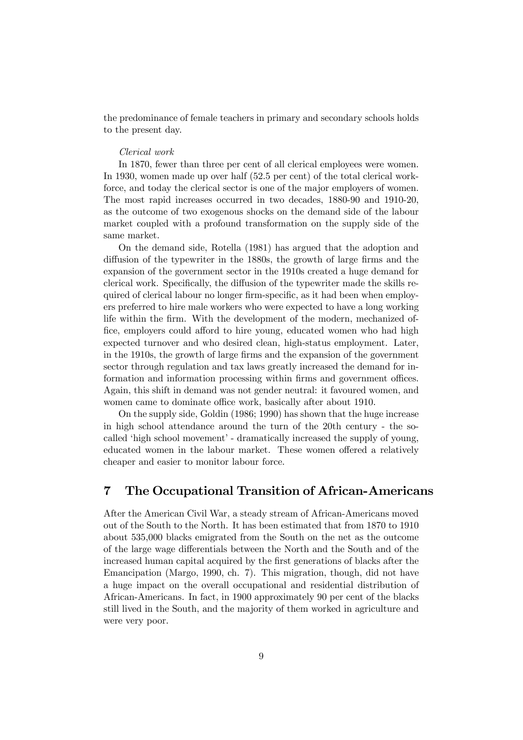the predominance of female teachers in primary and secondary schools holds to the present day.

*Clerical work*

In 1870, fewer than three per cent of all clerical employees were women. In 1930, women made up over half (52.5 per cent) of the total clerical workforce, and today the clerical sector is one of the major employers of women. The most rapid increases occurred in two decades, 1880-90 and 1910-20, as the outcome of two exogenous shocks on the demand side of the labour market coupled with a profound transformation on the supply side of the same market.

On the demand side, Rotella (1981) has argued that the adoption and diffusion of the typewriter in the 1880s, the growth of large firms and the expansion of the government sector in the 1910s created a huge demand for clerical work. Specifically, the diffusion of the typewriter made the skills required of clerical labour no longer firm-specific, as it had been when employers preferred to hire male workers who were expected to have a long working life within the firm. With the development of the modern, mechanized office, employers could afford to hire young, educated women who had high expected turnover and who desired clean, high-status employment. Later, in the 1910s, the growth of large firms and the expansion of the government sector through regulation and tax laws greatly increased the demand for information and information processing within firms and government offices. Again, this shift in demand was not gender neutral: it favoured women, and women came to dominate office work, basically after about 1910.

On the supply side, Goldin (1986; 1990) has shown that the huge increase in high school attendance around the turn of the 20th century - the so-called 'high school movement' - dramatically increased the supply of young, educated women in the labour market. These women offered a relatively cheaper and easier to monitor labour force.

## 7 The Occupational Transition of African-Americans

After the American Civil War, a steady stream of African-Americans moved out of the South to the North. It has been estimated that from 1870 to 1910 about 535,000 blacks emigrated from the South on the net as the outcome of the large wage differentials between the North and the South and of the increased human capital acquired by the first generations of blacks after the Emancipation (Margo, 1990, ch. 7). This migration, though, did not have a huge impact on the overall occupational and residential distribution of African-Americans. In fact, in 1900 approximately 90 per cent of the blacks still lived in the South, and the majority of them worked in agriculture and were very poor.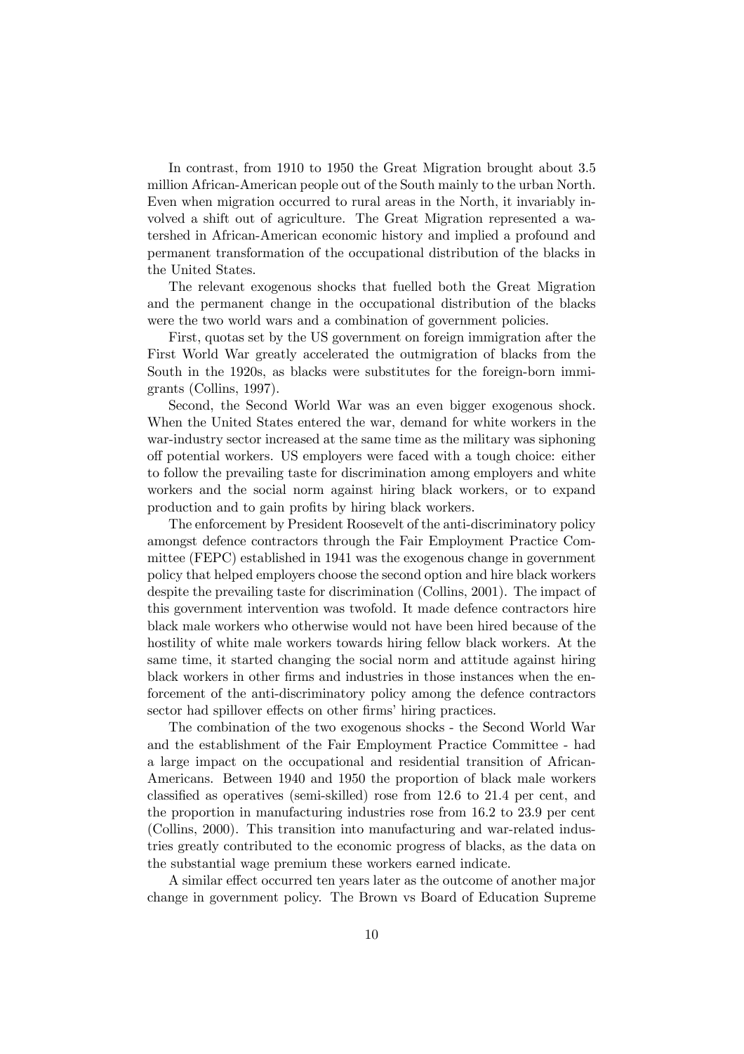In contrast, from 1910 to 1950 the Great Migration brought about 3.5 million African-American people out of the South mainly to the urban North. Even when migration occurred to rural areas in the North, it invariably involved a shift out of agriculture. The Great Migration represented a watershed in African-American economic history and implied a profound and permanent transformation of the occupational distribution of the blacks in the United States.

The relevant exogenous shocks that fuelled both the Great Migration and the permanent change in the occupational distribution of the blacks were the two world wars and a combination of government policies.

First, quotas set by the US government on foreign immigration after the First World War greatly accelerated the outmigration of blacks from the South in the 1920s, as blacks were substitutes for the foreign-born immigrants (Collins, 1997).

Second, the Second World War was an even bigger exogenous shock. When the United States entered the war, demand for white workers in the war-industry sector increased at the same time as the military was siphoning off potential workers. US employers were faced with a tough choice: either to follow the prevailing taste for discrimination among employers and white workers and the social norm against hiring black workers, or to expand production and to gain profits by hiring black workers.

The enforcement by President Roosevelt of the anti-discriminatory policy amongst defence contractors through the Fair Employment Practice Committee (FEPC) established in 1941 was the exogenous change in government policy that helped employers choose the second option and hire black workers despite the prevailing taste for discrimination (Collins, 2001). The impact of this government intervention was twofold. It made defence contractors hire black male workers who otherwise would not have been hired because of the hostility of white male workers towards hiring fellow black workers. At the same time, it started changing the social norm and attitude against hiring black workers in other firms and industries in those instances when the enforcement of the anti-discriminatory policy among the defence contractors sector had spillover effects on other firms' hiring practices.

The combination of the two exogenous shocks - the Second World War and the establishment of the Fair Employment Practice Committee - had a large impact on the occupational and residential transition of African-Americans. Between 1940 and 1950 the proportion of black male workers classified as operatives (semi-skilled) rose from 12.6 to 21.4 per cent, and the proportion in manufacturing industries rose from 16.2 to 23.9 per cent (Collins, 2000). This transition into manufacturing and war-related industries greatly contributed to the economic progress of blacks, as the data on the substantial wage premium these workers earned indicate.

A similar effect occurred ten years later as the outcome of another major change in government policy. The Brown vs Board of Education Supreme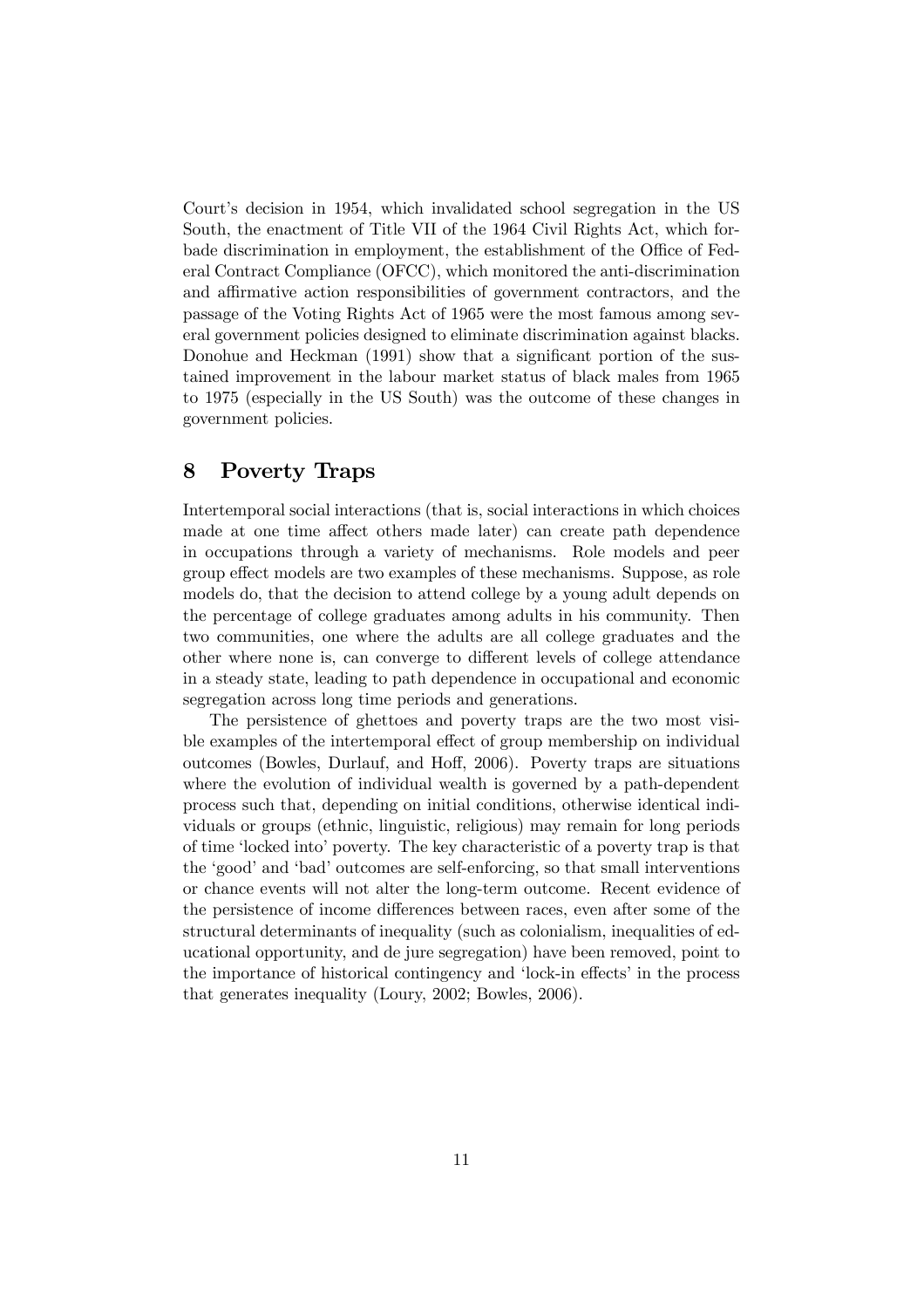Court's decision in 1954, which invalidated school segregation in the US South, the enactment of Title VII of the 1964 Civil Rights Act, which forbade discrimination in employment, the establishment of the Office of Federal Contract Compliance (OFCC), which monitored the anti-discrimination and affirmative action responsibilities of government contractors, and the passage of the Voting Rights Act of 1965 were the most famous among several government policies designed to eliminate discrimination against blacks. Donohue and Heckman (1991) show that a significant portion of the sustained improvement in the labour market status of black males from 1965 to 1975 (especially in the US South) was the outcome of these changes in government policies.

## 8 Poverty Traps

Intertemporal social interactions (that is, social interactions in which choices made at one time affect others made later) can create path dependence in occupations through a variety of mechanisms. Role models and peer group effect models are two examples of these mechanisms. Suppose, as role models do, that the decision to attend college by a young adult depends on the percentage of college graduates among adults in his community. Then two communities, one where the adults are all college graduates and the other where none is, can converge to different levels of college attendance in a steady state, leading to path dependence in occupational and economic segregation across long time periods and generations.

The persistence of ghettoes and poverty traps are the two most visible examples of the intertemporal effect of group membership on individual outcomes (Bowles, Durlauf, and Hoff, 2006). Poverty traps are situations where the evolution of individual wealth is governed by a path-dependent process such that, depending on initial conditions, otherwise identical individuals or groups (ethnic, linguistic, religious) may remain for long periods of time 'locked into' poverty. The key characteristic of a poverty trap is that the 'good' and 'bad' outcomes are self-enforcing, so that small interventions or chance events will not alter the long-term outcome. Recent evidence of the persistence of income differences between races, even after some of the structural determinants of inequality (such as colonialism, inequalities of educational opportunity, and de jure segregation) have been removed, point to the importance of historical contingency and 'lock-in effects' in the process that generates inequality (Loury, 2002; Bowles, 2006).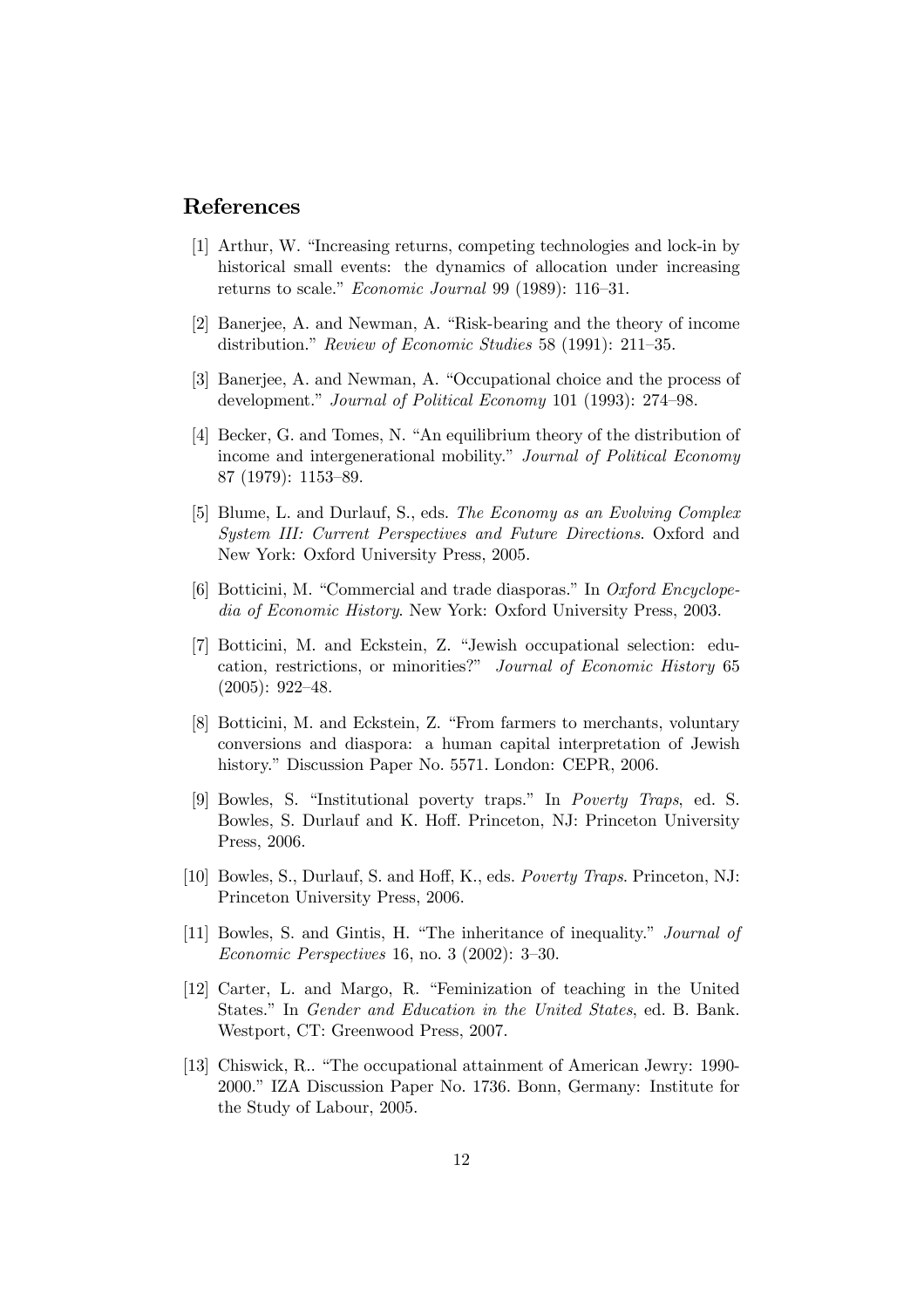## References

[1] Arthur, W. "Increasing returns, competing technologies and lock-in by historical small events: the dynamics of allocation under increasing returns to scale." *Economic Journal* 99 (1989): 116–31.

[2] Banerjee, A. and Newman, A. "Risk-bearing and the theory of income distribution." *Review of Economic Studies* 58 (1991): 211–35.

[3] Banerjee, A. and Newman, A. "Occupational choice and the process of development." *Journal of Political Economy* 101 (1993): 274–98.

[4] Becker, G. and Tomes, N. "An equilibrium theory of the distribution of income and intergenerational mobility." *Journal of Political Economy* 87 (1979): 1153–89.

[5] Blume, L. and Durlauf, S., eds. *The Economy as an Evolving Complex System III: Current Perspectives and Future Directions*. Oxford and New York: Oxford University Press, 2005.

[6] Botticini, M. "Commercial and trade diasporas." In *Oxford Encyclopedia of Economic History*. New York: Oxford University Press, 2003.

[7] Botticini, M. and Eckstein, Z. "Jewish occupational selection: education, restrictions, or minorities?" *Journal of Economic History* 65 (2005): 922–48.

[8] Botticini, M. and Eckstein, Z. "From farmers to merchants, voluntary conversions and diaspora: a human capital interpretation of Jewish history." Discussion Paper No. 5571. London: CEPR, 2006.

[9] Bowles, S. "Institutional poverty traps." In *Poverty Traps*, ed. S. Bowles, S. Durlauf and K. Hoff. Princeton, NJ: Princeton University Press, 2006.

[10] Bowles, S., Durlauf, S. and Hoff, K., eds. *Poverty Traps*. Princeton, NJ: Princeton University Press, 2006.

[11] Bowles, S. and Gintis, H. "The inheritance of inequality." *Journal of Economic Perspectives* 16, no. 3 (2002): 3–30.

[12] Carter, L. and Margo, R. "Feminization of teaching in the United States." In *Gender and Education in the United States*, ed. B. Bank. Westport, CT: Greenwood Press, 2007.

[13] Chiswick, R.. "The occupational attainment of American Jewry: 1990-2000." IZA Discussion Paper No. 1736. Bonn, Germany: Institute for the Study of Labour, 2005.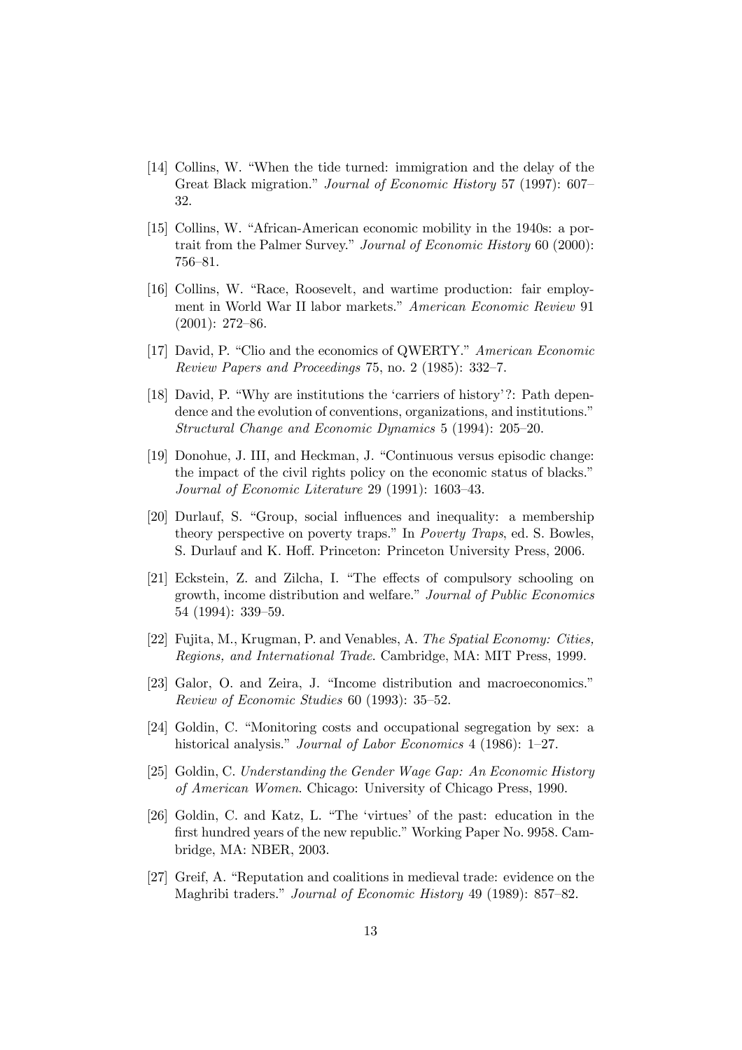[14] Collins, W. "When the tide turned: immigration and the delay of the Great Black migration." *Journal of Economic History* 57 (1997): 607–32.

[15] Collins, W. "African-American economic mobility in the 1940s: a portrait from the Palmer Survey." *Journal of Economic History* 60 (2000): 756–81.

[16] Collins, W. "Race, Roosevelt, and wartime production: fair employment in World War II labor markets." *American Economic Review* 91 (2001): 272–86.

[17] David, P. "Clio and the economics of QWERTY." *American Economic Review Papers and Proceedings* 75, no. 2 (1985): 332–7.

[18] David, P. "Why are institutions the 'carriers of history'?: Path dependence and the evolution of conventions, organizations, and institutions." *Structural Change and Economic Dynamics* 5 (1994): 205–20.

[19] Donohue, J. III, and Heckman, J. "Continuous versus episodic change: the impact of the civil rights policy on the economic status of blacks." *Journal of Economic Literature* 29 (1991): 1603–43.

[20] Durlauf, S. "Group, social influences and inequality: a membership theory perspective on poverty traps." In *Poverty Traps*, ed. S. Bowles, S. Durlauf and K. Hoff. Princeton: Princeton University Press, 2006.

[21] Eckstein, Z. and Zilcha, I. "The effects of compulsory schooling on growth, income distribution and welfare." *Journal of Public Economics* 54 (1994): 339–59.

[22] Fujita, M., Krugman, P. and Venables, A. *The Spatial Economy: Cities, Regions, and International Trade*. Cambridge, MA: MIT Press, 1999.

[23] Galor, O. and Zeira, J. "Income distribution and macroeconomics." *Review of Economic Studies* 60 (1993): 35–52.

[24] Goldin, C. "Monitoring costs and occupational segregation by sex: a historical analysis." *Journal of Labor Economics* 4 (1986): 1–27.

[25] Goldin, C. *Understanding the Gender Wage Gap: An Economic History of American Women*. Chicago: University of Chicago Press, 1990.

[26] Goldin, C. and Katz, L. "The 'virtues' of the past: education in the first hundred years of the new republic." Working Paper No. 9958. Cambridge, MA: NBER, 2003.

[27] Greif, A. "Reputation and coalitions in medieval trade: evidence on the Maghribi traders." *Journal of Economic History* 49 (1989): 857–82.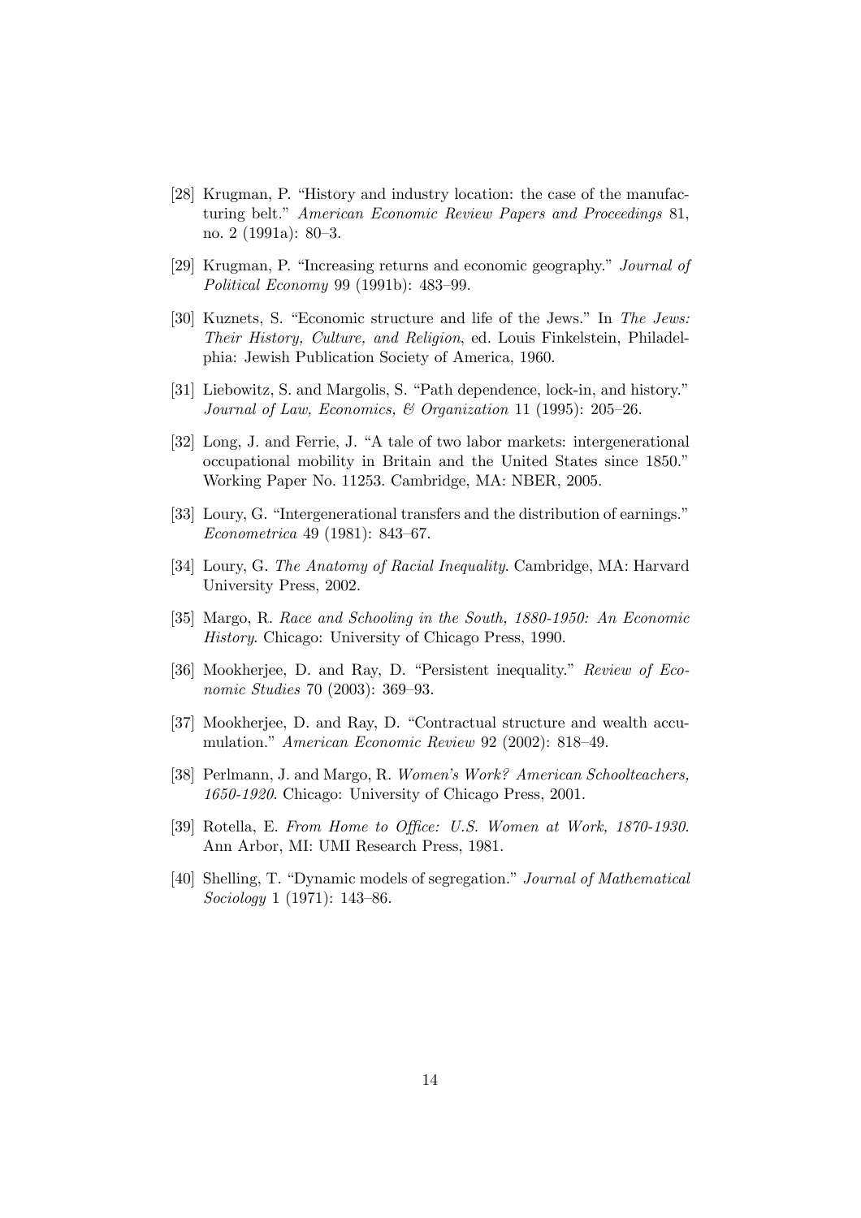[28] Krugman, P. "History and industry location: the case of the manufacturing belt." *American Economic Review Papers and Proceedings* 81, no. 2 (1991a): 80–3.

[29] Krugman, P. "Increasing returns and economic geography." *Journal of Political Economy* 99 (1991b): 483–99.

[30] Kuznets, S. "Economic structure and life of the Jews." In *The Jews: Their History, Culture, and Religion*, ed. Louis Finkelstein, Philadelphia: Jewish Publication Society of America, 1960.

[31] Liebowitz, S. and Margolis, S. "Path dependence, lock-in, and history." *Journal of Law, Economics, & Organization* 11 (1995): 205–26.

[32] Long, J. and Ferrie, J. "A tale of two labor markets: intergenerational occupational mobility in Britain and the United States since 1850." Working Paper No. 11253. Cambridge, MA: NBER, 2005.

[33] Loury, G. "Intergenerational transfers and the distribution of earnings." *Econometrica* 49 (1981): 843–67.

[34] Loury, G. *The Anatomy of Racial Inequality*. Cambridge, MA: Harvard University Press, 2002.

[35] Margo, R. *Race and Schooling in the South, 1880-1950: An Economic History*. Chicago: University of Chicago Press, 1990.

[36] Mookherjee, D. and Ray, D. "Persistent inequality." *Review of Economic Studies* 70 (2003): 369–93.

[37] Mookherjee, D. and Ray, D. "Contractual structure and wealth accumulation." *American Economic Review* 92 (2002): 818–49.

[38] Perlmann, J. and Margo, R. *Women's Work? American Schoolteachers, 1650-1920*. Chicago: University of Chicago Press, 2001.

[39] Rotella, E. *From Home to Office: U.S. Women at Work, 1870-1930*. Ann Arbor, MI: UMI Research Press, 1981.

[40] Shelling, T. "Dynamic models of segregation." *Journal of Mathematical Sociology* 1 (1971): 143–86.